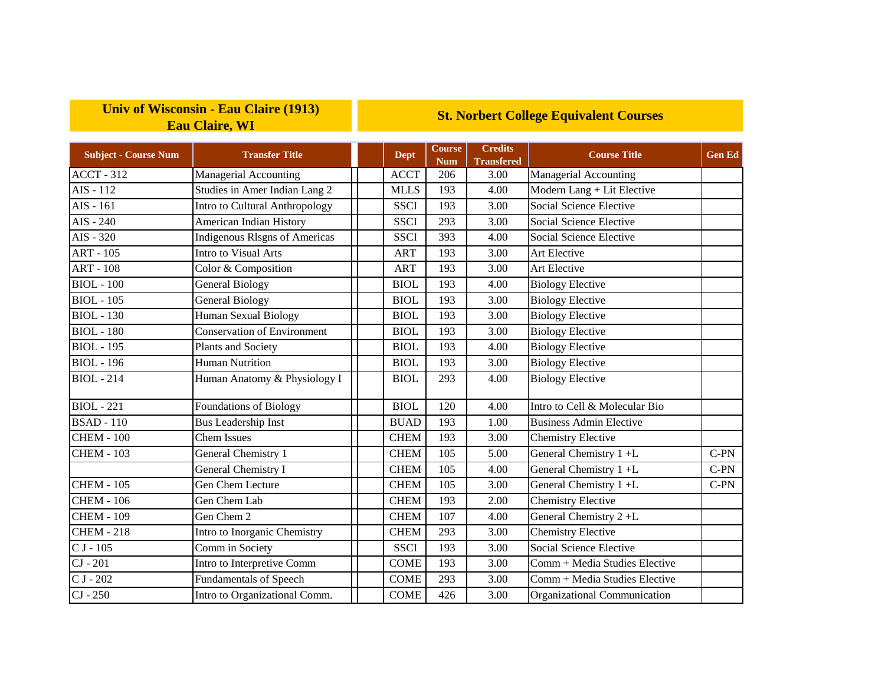| Univ of Wisconsin - Eau Claire (1913) Eau Claire, WI | | | St. Norbert College Equivalent Courses | | | | |
|---|---|---|---|---|---|---|---|
| **Subject - Course Num** | **Transfer Title** | | **Dept** | **Course Num** | **Credits Transfered** | **Course Title** | **Gen Ed** |
| ACCT - 312 | Managerial Accounting | | ACCT | 206 | 3.00 | Managerial Accounting | |
| AIS - 112 | Studies in Amer Indian Lang 2 | | MLLS | 193 | 4.00 | Modern Lang + Lit Elective | |
| AIS - 161 | Intro to Cultural Anthropology | | SSCI | 193 | 3.00 | Social Science Elective | |
| AIS - 240 | American Indian History | | SSCI | 293 | 3.00 | Social Science Elective | |
| AIS - 320 | Indigenous Rlsgns of Americas | | SSCI | 393 | 4.00 | Social Science Elective | |
| ART - 105 | Intro to Visual Arts | | ART | 193 | 3.00 | Art Elective | |
| ART - 108 | Color & Composition | | ART | 193 | 3.00 | Art Elective | |
| BIOL - 100 | General Biology | | BIOL | 193 | 4.00 | Biology Elective | |
| BIOL - 105 | General Biology | | BIOL | 193 | 3.00 | Biology Elective | |
| BIOL - 130 | Human Sexual Biology | | BIOL | 193 | 3.00 | Biology Elective | |
| BIOL - 180 | Conservation of Environment | | BIOL | 193 | 3.00 | Biology Elective | |
| BIOL - 195 | Plants and Society | | BIOL | 193 | 4.00 | Biology Elective | |
| BIOL - 196 | Human Nutrition | | BIOL | 193 | 3.00 | Biology Elective | |
| BIOL - 214 | Human Anatomy & Physiology I | | BIOL | 293 | 4.00 | Biology Elective | |
| BIOL - 221 | Foundations of Biology | | BIOL | 120 | 4.00 | Intro to Cell & Molecular Bio | |
| BSAD - 110 | Bus Leadership Inst | | BUAD | 193 | 1.00 | Business Admin Elective | |
| CHEM - 100 | Chem Issues | | CHEM | 193 | 3.00 | Chemistry Elective | |
| CHEM - 103 | General Chemistry 1 | | CHEM | 105 | 5.00 | General Chemistry 1 +L | C-PN |
| | General Chemistry I | | CHEM | 105 | 4.00 | General Chemistry 1 +L | C-PN |
| CHEM - 105 | Gen Chem Lecture | | CHEM | 105 | 3.00 | General Chemistry 1 +L | C-PN |
| CHEM - 106 | Gen Chem Lab | | CHEM | 193 | 2.00 | Chemistry Elective | |
| CHEM - 109 | Gen Chem 2 | | CHEM | 107 | 4.00 | General Chemistry 2 +L | |
| CHEM - 218 | Intro to Inorganic Chemistry | | CHEM | 293 | 3.00 | Chemistry Elective | |
| C J - 105 | Comm in Society | | SSCI | 193 | 3.00 | Social Science Elective | |
| CJ - 201 | Intro to Interpretive Comm | | COME | 193 | 3.00 | Comm + Media Studies Elective | |
| C J - 202 | Fundamentals of Speech | | COME | 293 | 3.00 | Comm + Media Studies Elective | |
| CJ - 250 | Intro to Organizational Comm. | | COME | 426 | 3.00 | Organizational Communication | |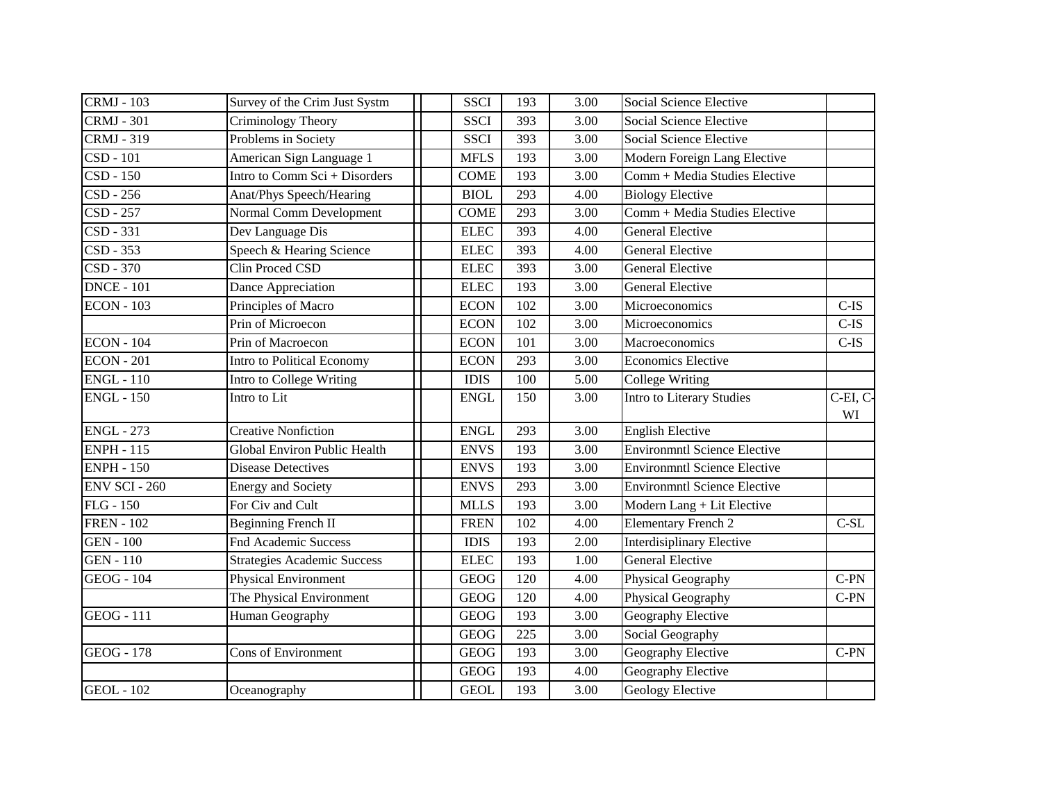| | | | | | | | | |
|---|---|---|---|---|---|---|---|---|
| CRMJ - 103 | Survey of the Crim Just Systm | | | SSCI | 193 | 3.00 | Social Science Elective | |
| CRMJ - 301 | Criminology Theory | | | SSCI | 393 | 3.00 | Social Science Elective | |
| CRMJ - 319 | Problems in Society | | | SSCI | 393 | 3.00 | Social Science Elective | |
| CSD - 101 | American Sign Language 1 | | | MFLS | 193 | 3.00 | Modern Foreign Lang Elective | |
| CSD - 150 | Intro to Comm Sci + Disorders | | | COME | 193 | 3.00 | Comm + Media Studies Elective | |
| CSD - 256 | Anat/Phys Speech/Hearing | | | BIOL | 293 | 4.00 | Biology Elective | |
| CSD - 257 | Normal Comm Development | | | COME | 293 | 3.00 | Comm + Media Studies Elective | |
| CSD - 331 | Dev Language Dis | | | ELEC | 393 | 4.00 | General Elective | |
| CSD - 353 | Speech & Hearing Science | | | ELEC | 393 | 4.00 | General Elective | |
| CSD - 370 | Clin Proced CSD | | | ELEC | 393 | 3.00 | General Elective | |
| DNCE - 101 | Dance Appreciation | | | ELEC | 193 | 3.00 | General Elective | |
| ECON - 103 | Principles of Macro | | | ECON | 102 | 3.00 | Microeconomics | C-IS |
| | Prin of Microecon | | | ECON | 102 | 3.00 | Microeconomics | C-IS |
| ECON - 104 | Prin of Macroecon | | | ECON | 101 | 3.00 | Macroeconomics | C-IS |
| ECON - 201 | Intro to Political Economy | | | ECON | 293 | 3.00 | Economics Elective | |
| ENGL - 110 | Intro to College Writing | | | IDIS | 100 | 5.00 | College Writing | |
| ENGL - 150 | Intro to Lit | | | ENGL | 150 | 3.00 | Intro to Literary Studies | C-EI, C-WI |
| ENGL - 273 | Creative Nonfiction | | | ENGL | 293 | 3.00 | English Elective | |
| ENPH - 115 | Global Environ Public Health | | | ENVS | 193 | 3.00 | Environmntl Science Elective | |
| ENPH - 150 | Disease Detectives | | | ENVS | 193 | 3.00 | Environmntl Science Elective | |
| ENV SCI - 260 | Energy and Society | | | ENVS | 293 | 3.00 | Environmntl Science Elective | |
| FLG - 150 | For Civ and Cult | | | MLLS | 193 | 3.00 | Modern Lang + Lit Elective | |
| FREN - 102 | Beginning French II | | | FREN | 102 | 4.00 | Elementary French 2 | C-SL |
| GEN - 100 | Fnd Academic Success | | | IDIS | 193 | 2.00 | Interdisiplinary Elective | |
| GEN - 110 | Strategies Academic Success | | | ELEC | 193 | 1.00 | General Elective | |
| GEOG - 104 | Physical Environment | | | GEOG | 120 | 4.00 | Physical Geography | C-PN |
| | The Physical Environment | | | GEOG | 120 | 4.00 | Physical Geography | C-PN |
| GEOG - 111 | Human Geography | | | GEOG | 193 | 3.00 | Geography Elective | |
| | | | | GEOG | 225 | 3.00 | Social Geography | |
| GEOG - 178 | Cons of Environment | | | GEOG | 193 | 3.00 | Geography Elective | C-PN |
| | | | | GEOG | 193 | 4.00 | Geography Elective | |
| GEOL - 102 | Oceanography | | | GEOL | 193 | 3.00 | Geology Elective | |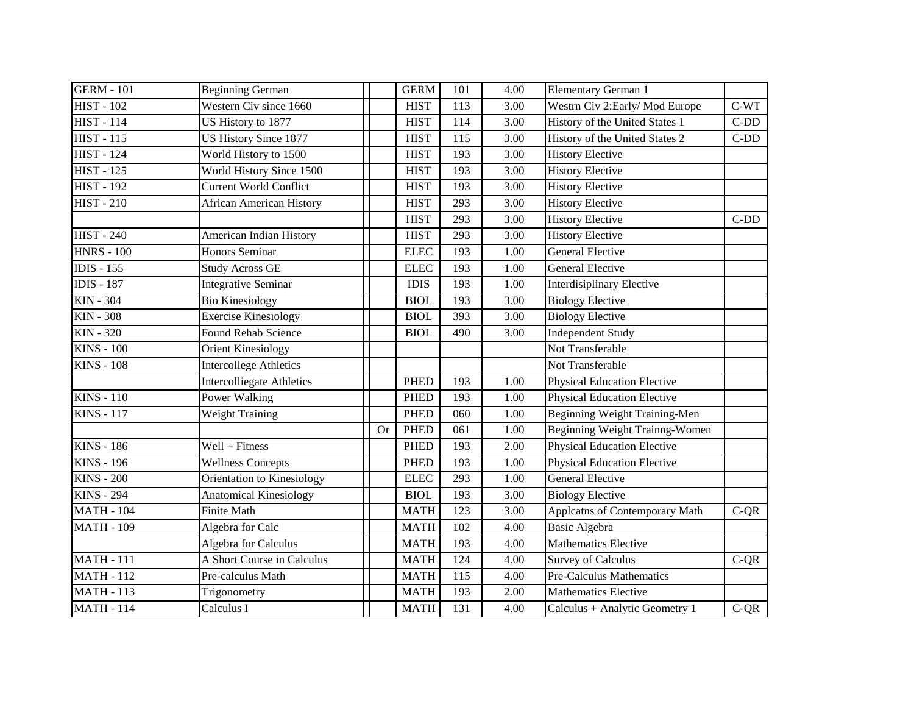| | | | | | | | | |
|---|---|---|---|---|---|---|---|---|
| GERM - 101 | Beginning German | | | GERM | 101 | 4.00 | Elementary German 1 | |
| HIST - 102 | Western Civ since 1660 | | | HIST | 113 | 3.00 | Westrn Civ 2:Early/ Mod Europe | C-WT |
| HIST - 114 | US History to 1877 | | | HIST | 114 | 3.00 | History of the United States 1 | C-DD |
| HIST - 115 | US History Since 1877 | | | HIST | 115 | 3.00 | History of the United States 2 | C-DD |
| HIST - 124 | World History to 1500 | | | HIST | 193 | 3.00 | History Elective | |
| HIST - 125 | World History Since 1500 | | | HIST | 193 | 3.00 | History Elective | |
| HIST - 192 | Current World Conflict | | | HIST | 193 | 3.00 | History Elective | |
| HIST - 210 | African American History | | | HIST | 293 | 3.00 | History Elective | |
| | | | | HIST | 293 | 3.00 | History Elective | C-DD |
| HIST - 240 | American Indian History | | | HIST | 293 | 3.00 | History Elective | |
| HNRS - 100 | Honors Seminar | | | ELEC | 193 | 1.00 | General Elective | |
| IDIS - 155 | Study Across GE | | | ELEC | 193 | 1.00 | General Elective | |
| IDIS - 187 | Integrative Seminar | | | IDIS | 193 | 1.00 | Interdisiplinary Elective | |
| KIN - 304 | Bio Kinesiology | | | BIOL | 193 | 3.00 | Biology Elective | |
| KIN - 308 | Exercise Kinesiology | | | BIOL | 393 | 3.00 | Biology Elective | |
| KIN - 320 | Found Rehab Science | | | BIOL | 490 | 3.00 | Independent Study | |
| KINS - 100 | Orient Kinesiology | | | | | | Not Transferable | |
| KINS - 108 | Intercollege Athletics | | | | | | Not Transferable | |
| | Intercolliegate Athletics | | | PHED | 193 | 1.00 | Physical Education Elective | |
| KINS - 110 | Power Walking | | | PHED | 193 | 1.00 | Physical Education Elective | |
| KINS - 117 | Weight Training | | | PHED | 060 | 1.00 | Beginning Weight Training-Men | |
| | | | Or | PHED | 061 | 1.00 | Beginning Weight Trainng-Women | |
| KINS - 186 | Well + Fitness | | | PHED | 193 | 2.00 | Physical Education Elective | |
| KINS - 196 | Wellness Concepts | | | PHED | 193 | 1.00 | Physical Education Elective | |
| KINS - 200 | Orientation to Kinesiology | | | ELEC | 293 | 1.00 | General Elective | |
| KINS - 294 | Anatomical Kinesiology | | | BIOL | 193 | 3.00 | Biology Elective | |
| MATH - 104 | Finite Math | | | MATH | 123 | 3.00 | Applcatns of Contemporary Math | C-QR |
| MATH - 109 | Algebra for Calc | | | MATH | 102 | 4.00 | Basic Algebra | |
| | Algebra for Calculus | | | MATH | 193 | 4.00 | Mathematics Elective | |
| MATH - 111 | A Short Course in Calculus | | | MATH | 124 | 4.00 | Survey of Calculus | C-QR |
| MATH - 112 | Pre-calculus Math | | | MATH | 115 | 4.00 | Pre-Calculus Mathematics | |
| MATH - 113 | Trigonometry | | | MATH | 193 | 2.00 | Mathematics Elective | |
| MATH - 114 | Calculus I | | | MATH | 131 | 4.00 | Calculus + Analytic Geometry 1 | C-QR |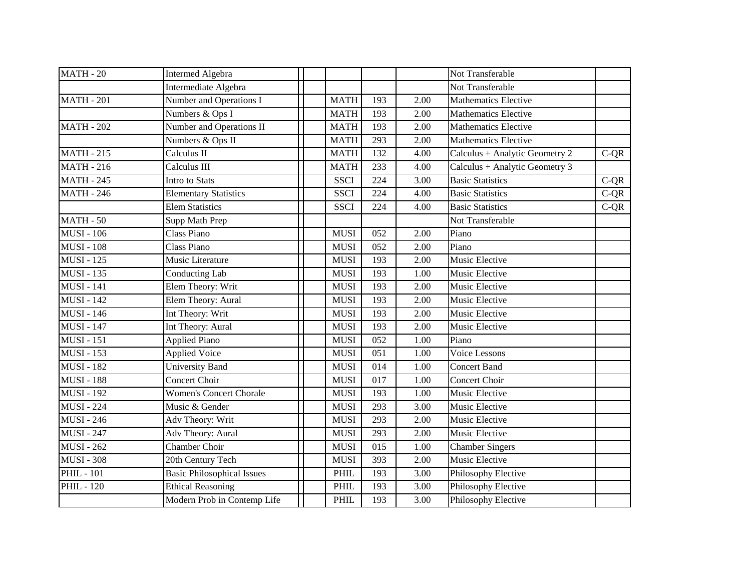| | | | | | | | |
|---|---|---|---|---|---|---|---|
| MATH - 20 | Intermed Algebra | | | | | Not Transferable | |
| | Intermediate Algebra | | | | | Not Transferable | |
| MATH - 201 | Number and Operations I | | MATH | 193 | 2.00 | Mathematics Elective | |
| | Numbers & Ops I | | MATH | 193 | 2.00 | Mathematics Elective | |
| MATH - 202 | Number and Operations II | | MATH | 193 | 2.00 | Mathematics Elective | |
| | Numbers & Ops II | | MATH | 293 | 2.00 | Mathematics Elective | |
| MATH - 215 | Calculus II | | MATH | 132 | 4.00 | Calculus + Analytic Geometry 2 | C-QR |
| MATH - 216 | Calculus III | | MATH | 233 | 4.00 | Calculus + Analytic Geometry 3 | |
| MATH - 245 | Intro to Stats | | SSCI | 224 | 3.00 | Basic Statistics | C-QR |
| MATH - 246 | Elementary Statistics | | SSCI | 224 | 4.00 | Basic Statistics | C-QR |
| | Elem Statistics | | SSCI | 224 | 4.00 | Basic Statistics | C-QR |
| MATH - 50 | Supp Math Prep | | | | | Not Transferable | |
| MUSI - 106 | Class Piano | | MUSI | 052 | 2.00 | Piano | |
| MUSI - 108 | Class Piano | | MUSI | 052 | 2.00 | Piano | |
| MUSI - 125 | Music Literature | | MUSI | 193 | 2.00 | Music Elective | |
| MUSI - 135 | Conducting Lab | | MUSI | 193 | 1.00 | Music Elective | |
| MUSI - 141 | Elem Theory: Writ | | MUSI | 193 | 2.00 | Music Elective | |
| MUSI - 142 | Elem Theory: Aural | | MUSI | 193 | 2.00 | Music Elective | |
| MUSI - 146 | Int Theory: Writ | | MUSI | 193 | 2.00 | Music Elective | |
| MUSI - 147 | Int Theory: Aural | | MUSI | 193 | 2.00 | Music Elective | |
| MUSI - 151 | Applied Piano | | MUSI | 052 | 1.00 | Piano | |
| MUSI - 153 | Applied Voice | | MUSI | 051 | 1.00 | Voice Lessons | |
| MUSI - 182 | University Band | | MUSI | 014 | 1.00 | Concert Band | |
| MUSI - 188 | Concert Choir | | MUSI | 017 | 1.00 | Concert Choir | |
| MUSI - 192 | Women's Concert Chorale | | MUSI | 193 | 1.00 | Music Elective | |
| MUSI - 224 | Music & Gender | | MUSI | 293 | 3.00 | Music Elective | |
| MUSI - 246 | Adv Theory: Writ | | MUSI | 293 | 2.00 | Music Elective | |
| MUSI - 247 | Adv Theory: Aural | | MUSI | 293 | 2.00 | Music Elective | |
| MUSI - 262 | Chamber Choir | | MUSI | 015 | 1.00 | Chamber Singers | |
| MUSI - 308 | 20th Century Tech | | MUSI | 393 | 2.00 | Music Elective | |
| PHIL - 101 | Basic Philosophical Issues | | PHIL | 193 | 3.00 | Philosophy Elective | |
| PHIL - 120 | Ethical Reasoning | | PHIL | 193 | 3.00 | Philosophy Elective | |
| | Modern Prob in Contemp Life | | PHIL | 193 | 3.00 | Philosophy Elective | |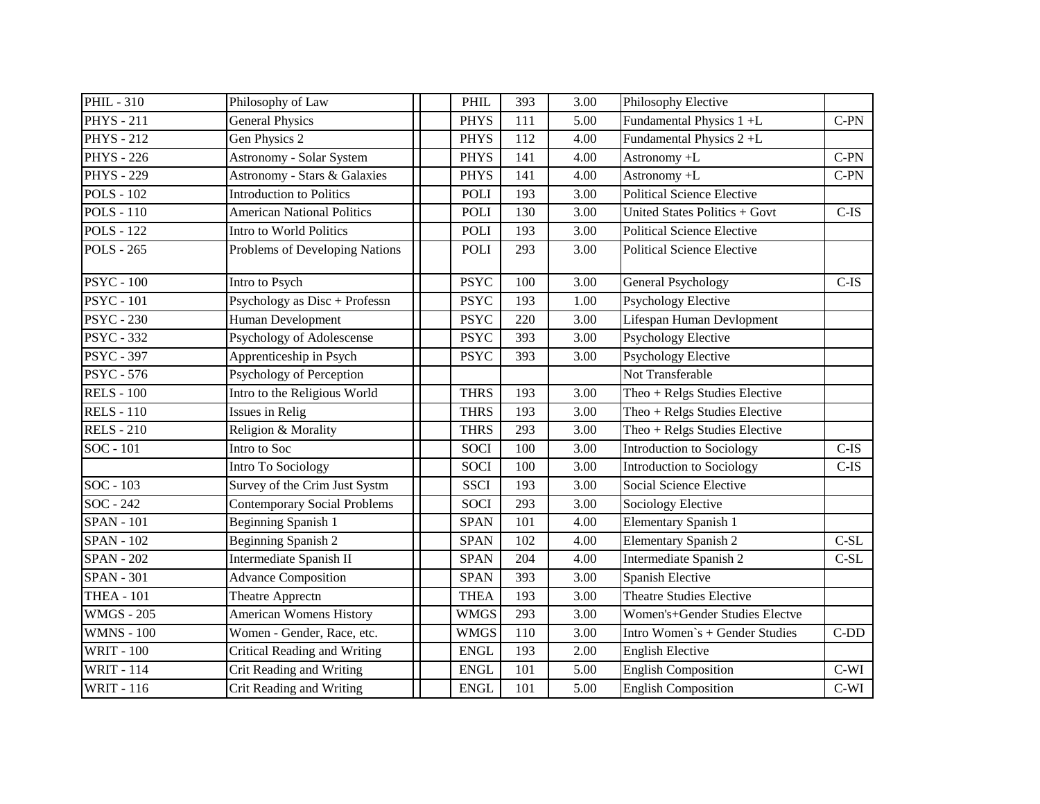| | | | | | | | | |
|---|---|---|---|---|---|---|---|---|
| PHIL - 310 | Philosophy of Law | | | PHIL | 393 | 3.00 | Philosophy Elective | |
| PHYS - 211 | General Physics | | | PHYS | 111 | 5.00 | Fundamental Physics 1 +L | C-PN |
| PHYS - 212 | Gen Physics 2 | | | PHYS | 112 | 4.00 | Fundamental Physics 2 +L | |
| PHYS - 226 | Astronomy - Solar System | | | PHYS | 141 | 4.00 | Astronomy +L | C-PN |
| PHYS - 229 | Astronomy - Stars & Galaxies | | | PHYS | 141 | 4.00 | Astronomy +L | C-PN |
| POLS - 102 | Introduction to Politics | | | POLI | 193 | 3.00 | Political Science Elective | |
| POLS - 110 | American National Politics | | | POLI | 130 | 3.00 | United States Politics + Govt | C-IS |
| POLS - 122 | Intro to World Politics | | | POLI | 193 | 3.00 | Political Science Elective | |
| POLS - 265 | Problems of Developing Nations | | | POLI | 293 | 3.00 | Political Science Elective | |
| PSYC - 100 | Intro to Psych | | | PSYC | 100 | 3.00 | General Psychology | C-IS |
| PSYC - 101 | Psychology as Disc + Professn | | | PSYC | 193 | 1.00 | Psychology Elective | |
| PSYC - 230 | Human Development | | | PSYC | 220 | 3.00 | Lifespan Human Devlopment | |
| PSYC - 332 | Psychology of Adolescense | | | PSYC | 393 | 3.00 | Psychology Elective | |
| PSYC - 397 | Apprenticeship in Psych | | | PSYC | 393 | 3.00 | Psychology Elective | |
| PSYC - 576 | Psychology of Perception | | | | | | Not Transferable | |
| RELS - 100 | Intro to the Religious World | | | THRS | 193 | 3.00 | Theo + Relgs Studies Elective | |
| RELS - 110 | Issues in Relig | | | THRS | 193 | 3.00 | Theo + Relgs Studies Elective | |
| RELS - 210 | Religion & Morality | | | THRS | 293 | 3.00 | Theo + Relgs Studies Elective | |
| SOC - 101 | Intro to Soc | | | SOCI | 100 | 3.00 | Introduction to Sociology | C-IS |
| | Intro To Sociology | | | SOCI | 100 | 3.00 | Introduction to Sociology | C-IS |
| SOC - 103 | Survey of the Crim Just Systm | | | SSCI | 193 | 3.00 | Social Science Elective | |
| SOC - 242 | Contemporary Social Problems | | | SOCI | 293 | 3.00 | Sociology Elective | |
| SPAN - 101 | Beginning Spanish 1 | | | SPAN | 101 | 4.00 | Elementary Spanish 1 | |
| SPAN - 102 | Beginning Spanish 2 | | | SPAN | 102 | 4.00 | Elementary Spanish 2 | C-SL |
| SPAN - 202 | Intermediate Spanish II | | | SPAN | 204 | 4.00 | Intermediate Spanish 2 | C-SL |
| SPAN - 301 | Advance Composition | | | SPAN | 393 | 3.00 | Spanish Elective | |
| THEA - 101 | Theatre Apprectn | | | THEA | 193 | 3.00 | Theatre Studies Elective | |
| WMGS - 205 | American Womens History | | | WMGS | 293 | 3.00 | Women's+Gender Studies Electve | |
| WMNS - 100 | Women - Gender, Race, etc. | | | WMGS | 110 | 3.00 | Intro Women`s + Gender Studies | C-DD |
| WRIT - 100 | Critical Reading and Writing | | | ENGL | 193 | 2.00 | English Elective | |
| WRIT - 114 | Crit Reading and Writing | | | ENGL | 101 | 5.00 | English Composition | C-WI |
| WRIT - 116 | Crit Reading and Writing | | | ENGL | 101 | 5.00 | English Composition | C-WI |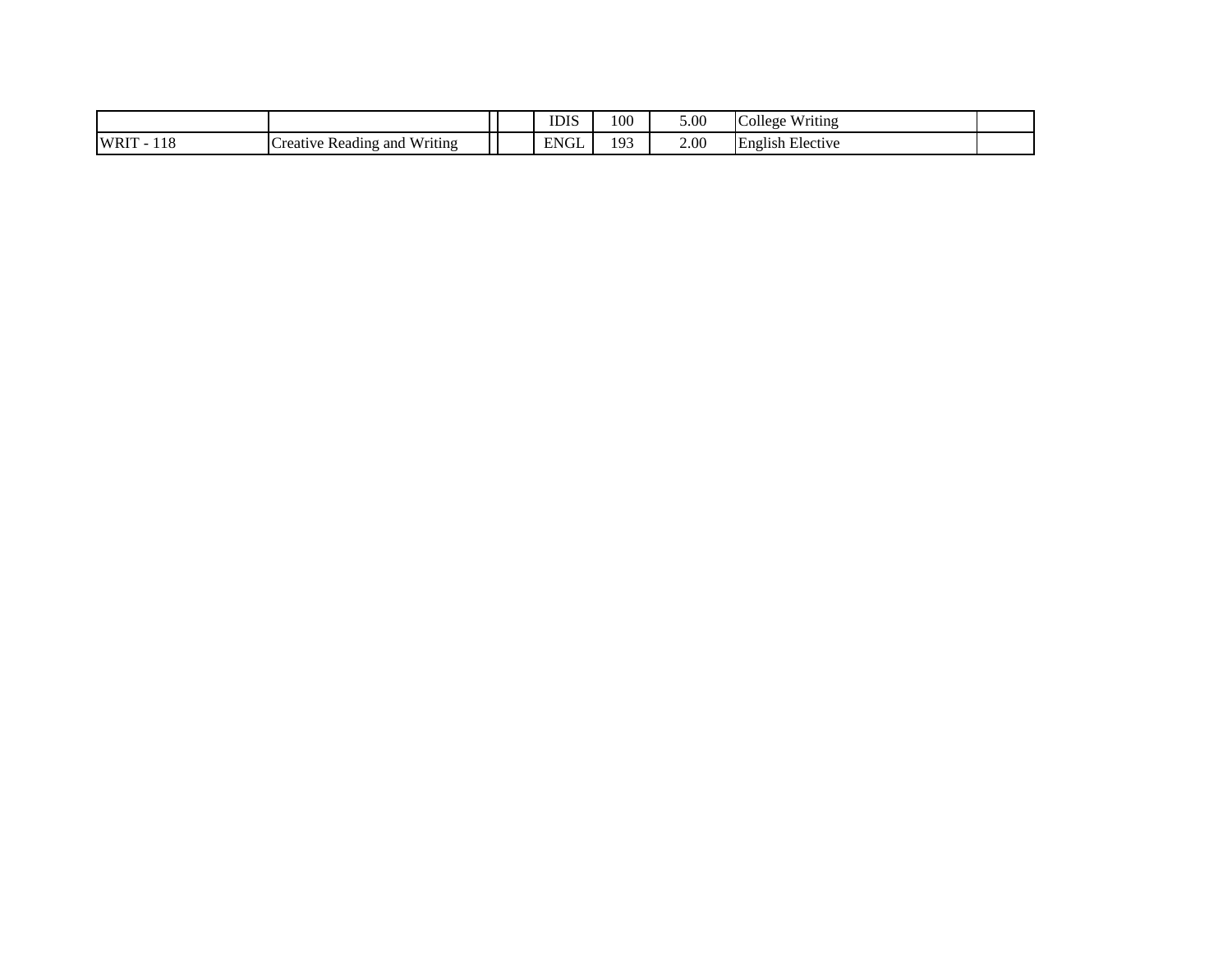| | | | | | | | | |
|---|---|---|---|---|---|---|---|---|
| | | | | IDIS | 100 | 5.00 | College Writing | |
| WRIT - 118 | Creative Reading and Writing | | | ENGL | 193 | 2.00 | English Elective | |